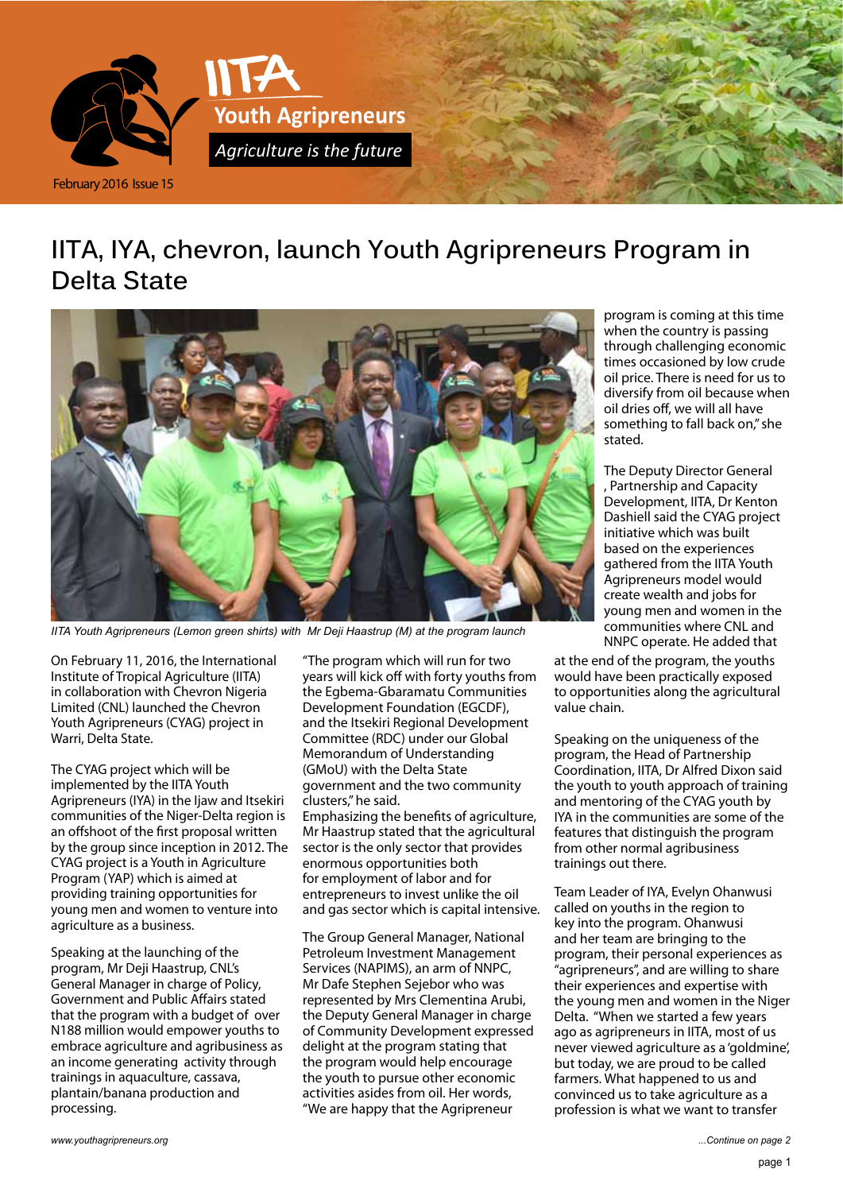# IITA Youth Agripreneurs

*Agriculture is the future*

February 2016 Issue 15

## IITA, IYA, chevron, launch Youth Agripreneurs Program in Delta State

*IITA Youth Agripreneurs (Lemon green shirts) with Mr Deji Haastrup (M) at the program launch*

On February 11, 2016, the International Institute of Tropical Agriculture (IITA) in collaboration with Chevron Nigeria Limited (CNL) launched the Chevron Youth Agripreneurs (CYAG) project in Warri, Delta State.

The CYAG project which will be implemented by the IITA Youth Agripreneurs (IYA) in the Ijaw and Itsekiri communities of the Niger-Delta region is an offshoot of the first proposal written by the group since inception in 2012. The CYAG project is a Youth in Agriculture Program (YAP) which is aimed at providing training opportunities for young men and women to venture into agriculture as a business.

Speaking at the launching of the program, Mr Deji Haastrup, CNL's General Manager in charge of Policy, Government and Public Affairs stated that the program with a budget of over N188 million would empower youths to embrace agriculture and agribusiness as an income generating activity through trainings in aquaculture, cassava, plantain/banana production and processing.

"The program which will run for two years will kick off with forty youths from the Egbema-Gbaramatu Communities Development Foundation (EGCDF), and the Itsekiri Regional Development Committee (RDC) under our Global Memorandum of Understanding (GMoU) with the Delta State government and the two community clusters," he said.

Emphasizing the benefits of agriculture, Mr Haastrup stated that the agricultural sector is the only sector that provides enormous opportunities both for employment of labor and for entrepreneurs to invest unlike the oil and gas sector which is capital intensive.

The Group General Manager, National Petroleum Investment Management Services (NAPIMS), an arm of NNPC, Mr Dafe Stephen Sejebor who was represented by Mrs Clementina Arubi, the Deputy General Manager in charge of Community Development expressed delight at the program stating that the program would help encourage the youth to pursue other economic activities asides from oil. Her words, "We are happy that the Agripreneur program is coming at this time when the country is passing through challenging economic times occasioned by low crude oil price. There is need for us to diversify from oil because when oil dries off, we will all have something to fall back on," she stated.

The Deputy Director General , Partnership and Capacity Development, IITA, Dr Kenton Dashiell said the CYAG project initiative which was built based on the experiences gathered from the IITA Youth Agripreneurs model would create wealth and jobs for young men and women in the communities where CNL and NNPC operate. He added that at the end of the program, the youths would have been practically exposed to opportunities along the agricultural value chain.

Speaking on the uniqueness of the program, the Head of Partnership Coordination, IITA, Dr Alfred Dixon said the youth to youth approach of training and mentoring of the CYAG youth by IYA in the communities are some of the features that distinguish the program from other normal agribusiness trainings out there.

Team Leader of IYA, Evelyn Ohanwusi called on youths in the region to key into the program. Ohanwusi and her team are bringing to the program, their personal experiences as "agripreneurs", and are willing to share their experiences and expertise with the young men and women in the Niger Delta. "When we started a few years ago as agripreneurs in IITA, most of us never viewed agriculture as a 'goldmine', but today, we are proud to be called farmers. What happened to us and convinced us to take agriculture as a profession is what we want to transfer

www.youthagripreneurs.org

*...Continue on page 2*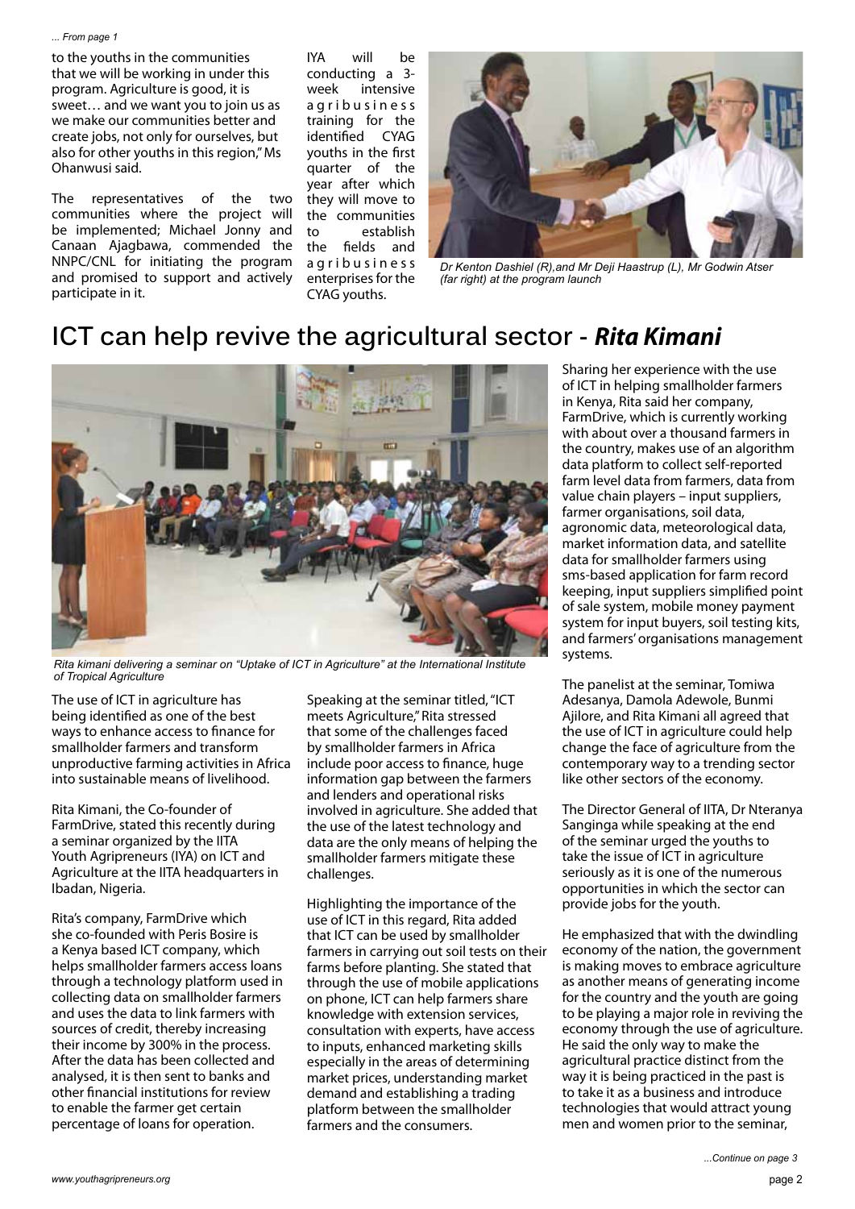*... From page 1*

to the youths in the communities that we will be working in under this program. Agriculture is good, it is sweet… and we want you to join us as we make our communities better and create jobs, not only for ourselves, but also for other youths in this region," Ms Ohanwusi said.

The representatives of the two communities where the project will be implemented; Michael Jonny and Canaan Ajagbawa, commended the NNPC/CNL for initiating the program and promised to support and actively participate in it.

IYA will be conducting a 3-week intensive agribusiness training for the identified CYAG youths in the first quarter of the year after which they will move to the communities to establish the fields and agribusiness enterprises for the CYAG youths.

*Dr Kenton Dashiel (R),and Mr Deji Haastrup (L), Mr Godwin Atser (far right) at the program launch*

# ICT can help revive the agricultural sector - *Rita Kimani*

*Rita kimani delivering a seminar on "Uptake of ICT in Agriculture" at the International Institute of Tropical Agriculture*

The use of ICT in agriculture has being identified as one of the best ways to enhance access to finance for smallholder farmers and transform unproductive farming activities in Africa into sustainable means of livelihood.

Rita Kimani, the Co-founder of FarmDrive, stated this recently during a seminar organized by the IITA Youth Agripreneurs (IYA) on ICT and Agriculture at the IITA headquarters in Ibadan, Nigeria.

Rita's company, FarmDrive which she co-founded with Peris Bosire is a Kenya based ICT company, which helps smallholder farmers access loans through a technology platform used in collecting data on smallholder farmers and uses the data to link farmers with sources of credit, thereby increasing their income by 300% in the process. After the data has been collected and analysed, it is then sent to banks and other financial institutions for review to enable the farmer get certain percentage of loans for operation.

Speaking at the seminar titled, "ICT meets Agriculture," Rita stressed that some of the challenges faced by smallholder farmers in Africa include poor access to finance, huge information gap between the farmers and lenders and operational risks involved in agriculture. She added that the use of the latest technology and data are the only means of helping the smallholder farmers mitigate these challenges.

Highlighting the importance of the use of ICT in this regard, Rita added that ICT can be used by smallholder farmers in carrying out soil tests on their farms before planting. She stated that through the use of mobile applications on phone, ICT can help farmers share knowledge with extension services, consultation with experts, have access to inputs, enhanced marketing skills especially in the areas of determining market prices, understanding market demand and establishing a trading platform between the smallholder farmers and the consumers.

Sharing her experience with the use of ICT in helping smallholder farmers in Kenya, Rita said her company, FarmDrive, which is currently working with about over a thousand farmers in the country, makes use of an algorithm data platform to collect self-reported farm level data from farmers, data from value chain players – input suppliers, farmer organisations, soil data, agronomic data, meteorological data, market information data, and satellite data for smallholder farmers using sms-based application for farm record keeping, input suppliers simplified point of sale system, mobile money payment system for input buyers, soil testing kits, and farmers' organisations management systems.

The panelist at the seminar, Tomiwa Adesanya, Damola Adewole, Bunmi Ajilore, and Rita Kimani all agreed that the use of ICT in agriculture could help change the face of agriculture from the contemporary way to a trending sector like other sectors of the economy.

The Director General of IITA, Dr Nteranya Sanginga while speaking at the end of the seminar urged the youths to take the issue of ICT in agriculture seriously as it is one of the numerous opportunities in which the sector can provide jobs for the youth.

He emphasized that with the dwindling economy of the nation, the government is making moves to embrace agriculture as another means of generating income for the country and the youth are going to be playing a major role in reviving the economy through the use of agriculture. He said the only way to make the agricultural practice distinct from the way it is being practiced in the past is to take it as a business and introduce technologies that would attract young men and women prior to the seminar,

*...Continue on page 3*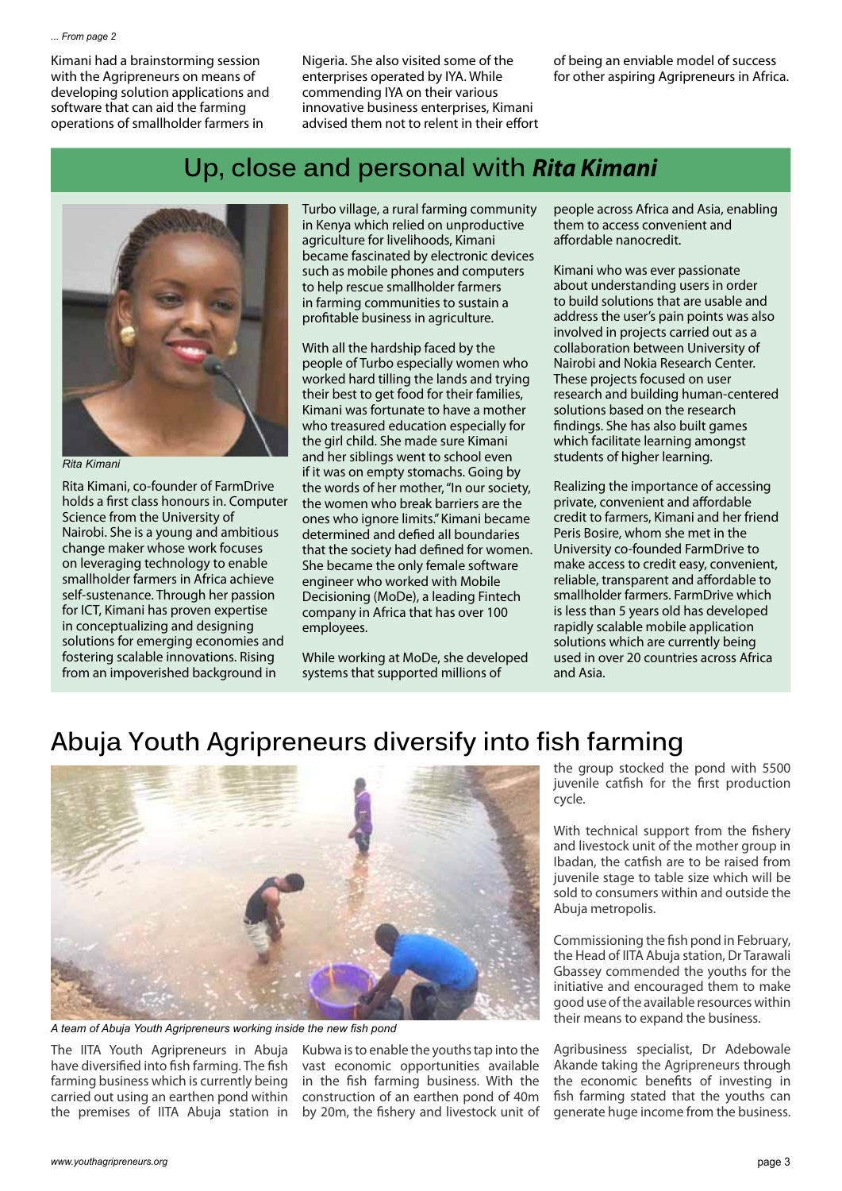*... From page 2*

Kimani had a brainstorming session with the Agripreneurs on means of developing solution applications and software that can aid the farming operations of smallholder farmers in Nigeria. She also visited some of the enterprises operated by IYA. While commending IYA on their various innovative business enterprises, Kimani advised them not to relent in their effort of being an enviable model of success for other aspiring Agripreneurs in Africa.

## Up, close and personal with ***Rita Kimani***

*Rita Kimani*

Rita Kimani, co-founder of FarmDrive holds a first class honours in. Computer Science from the University of Nairobi. She is a young and ambitious change maker whose work focuses on leveraging technology to enable smallholder farmers in Africa achieve self-sustenance. Through her passion for ICT, Kimani has proven expertise in conceptualizing and designing solutions for emerging economies and fostering scalable innovations. Rising from an impoverished background in Turbo village, a rural farming community in Kenya which relied on unproductive agriculture for livelihoods, Kimani became fascinated by electronic devices such as mobile phones and computers to help rescue smallholder farmers in farming communities to sustain a profitable business in agriculture.

With all the hardship faced by the people of Turbo especially women who worked hard tilling the lands and trying their best to get food for their families, Kimani was fortunate to have a mother who treasured education especially for the girl child. She made sure Kimani and her siblings went to school even if it was on empty stomachs. Going by the words of her mother, "In our society, the women who break barriers are the ones who ignore limits." Kimani became determined and defied all boundaries that the society had defined for women. She became the only female software engineer who worked with Mobile Decisioning (MoDe), a leading Fintech company in Africa that has over 100 employees.

While working at MoDe, she developed systems that supported millions of people across Africa and Asia, enabling them to access convenient and affordable nanocredit.

Kimani who was ever passionate about understanding users in order to build solutions that are usable and address the user's pain points was also involved in projects carried out as a collaboration between University of Nairobi and Nokia Research Center. These projects focused on user research and building human-centered solutions based on the research findings. She has also built games which facilitate learning amongst students of higher learning.

Realizing the importance of accessing private, convenient and affordable credit to farmers, Kimani and her friend Peris Bosire, whom she met in the University co-founded FarmDrive to make access to credit easy, convenient, reliable, transparent and affordable to smallholder farmers. FarmDrive which is less than 5 years old has developed rapidly scalable mobile application solutions which are currently being used in over 20 countries across Africa and Asia.

## Abuja Youth Agripreneurs diversify into fish farming

*A team of Abuja Youth Agripreneurs working inside the new fish pond*

The IITA Youth Agripreneurs in Abuja have diversified into fish farming. The fish farming business which is currently being carried out using an earthen pond within the premises of IITA Abuja station in Kubwa is to enable the youths tap into the vast economic opportunities available in the fish farming business. With the construction of an earthen pond of 40m by 20m, the fishery and livestock unit of the group stocked the pond with 5500 juvenile catfish for the first production cycle.

With technical support from the fishery and livestock unit of the mother group in Ibadan, the catfish are to be raised from juvenile stage to table size which will be sold to consumers within and outside the Abuja metropolis.

Commissioning the fish pond in February, the Head of IITA Abuja station, Dr Tarawali Gbassey commended the youths for the initiative and encouraged them to make good use of the available resources within their means to expand the business.

Agribusiness specialist, Dr Adebowale Akande taking the Agripreneurs through the economic benefits of investing in fish farming stated that the youths can generate huge income from the business.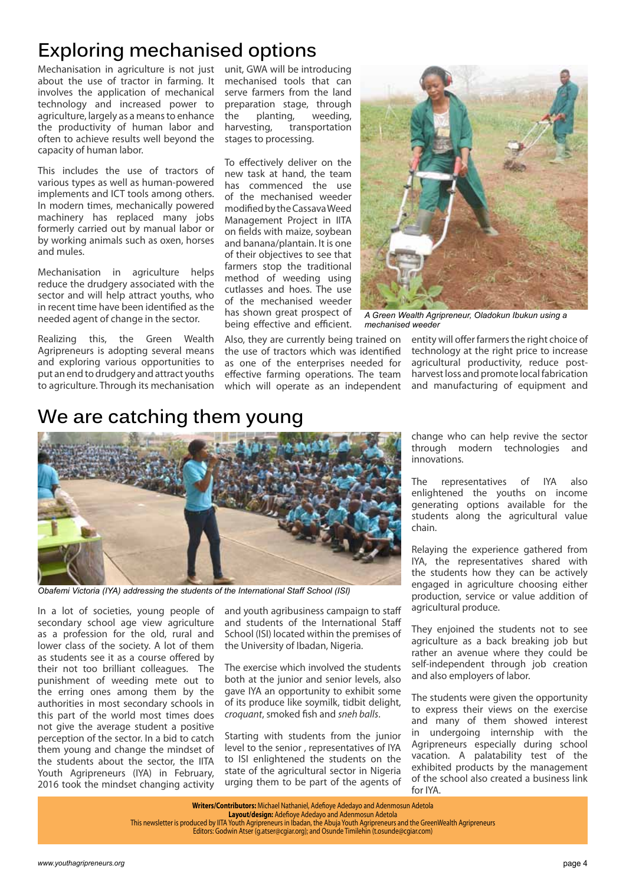# Exploring mechanised options

Mechanisation in agriculture is not just about the use of tractor in farming. It involves the application of mechanical technology and increased power to agriculture, largely as a means to enhance the productivity of human labor and often to achieve results well beyond the capacity of human labor.

This includes the use of tractors of various types as well as human-powered implements and ICT tools among others. In modern times, mechanically powered machinery has replaced many jobs formerly carried out by manual labor or by working animals such as oxen, horses and mules.

Mechanisation in agriculture helps reduce the drudgery associated with the sector and will help attract youths, who in recent time have been identified as the needed agent of change in the sector.

Realizing this, the Green Wealth Agripreneurs is adopting several means and exploring various opportunities to put an end to drudgery and attract youths to agriculture. Through its mechanisation unit, GWA will be introducing mechanised tools that can serve farmers from the land preparation stage, through the planting, weeding, harvesting, transportation stages to processing.

To effectively deliver on the new task at hand, the team has commenced the use of the mechanised weeder modified by the Cassava Weed Management Project in IITA on fields with maize, soybean and banana/plantain. It is one of their objectives to see that farmers stop the traditional method of weeding using cutlasses and hoes. The use of the mechanised weeder has shown great prospect of being effective and efficient.

*A Green Wealth Agripreneur, Oladokun Ibukun using a mechanised weeder*

Also, they are currently being trained on the use of tractors which was identified as one of the enterprises needed for effective farming operations. The team which will operate as an independent entity will offer farmers the right choice of technology at the right price to increase agricultural productivity, reduce post-harvest loss and promote local fabrication and manufacturing of equipment and

# We are catching them young

*Obafemi Victoria (IYA) addressing the students of the International Staff School (ISI)*

In a lot of societies, young people of secondary school age view agriculture as a profession for the old, rural and lower class of the society. A lot of them as students see it as a course offered by their not too brilliant colleagues. The punishment of weeding mete out to the erring ones among them by the authorities in most secondary schools in this part of the world most times does not give the average student a positive perception of the sector. In a bid to catch them young and change the mindset of the students about the sector, the IITA Youth Agripreneurs (IYA) in February, 2016 took the mindset changing activity and youth agribusiness campaign to staff and students of the International Staff School (ISI) located within the premises of the University of Ibadan, Nigeria.

The exercise which involved the students both at the junior and senior levels, also gave IYA an opportunity to exhibit some of its produce like soymilk, tidbit delight, *croquant*, smoked fish and *sneh balls*.

Starting with students from the junior level to the senior , representatives of IYA to ISI enlightened the students on the state of the agricultural sector in Nigeria urging them to be part of the agents of change who can help revive the sector through modern technologies and innovations.

The representatives of IYA also enlightened the youths on income generating options available for the students along the agricultural value chain.

Relaying the experience gathered from IYA, the representatives shared with the students how they can be actively engaged in agriculture choosing either production, service or value addition of agricultural produce.

They enjoined the students not to see agriculture as a back breaking job but rather an avenue where they could be self-independent through job creation and also employers of labor.

The students were given the opportunity to express their views on the exercise and many of them showed interest in undergoing internship with the Agripreneurs especially during school vacation. A palatability test of the exhibited products by the management of the school also created a business link for IYA.

**Writers/Contributors:** Michael Nathaniel, Adefioye Adedayo and Adenmosun Adetola
**Layout/design:** Adefioye Adedayo and Adenmosun Adetola
This newsletter is produced by IITA Youth Agripreneurs in Ibadan, the Abuja Youth Agripreneurs and the GreenWealth Agripreneurs
Editors: Godwin Atser (g.atser@cgiar.org); and Osunde Timilehin (t.osunde@cgiar.com)

www.youthagripreneurs.org